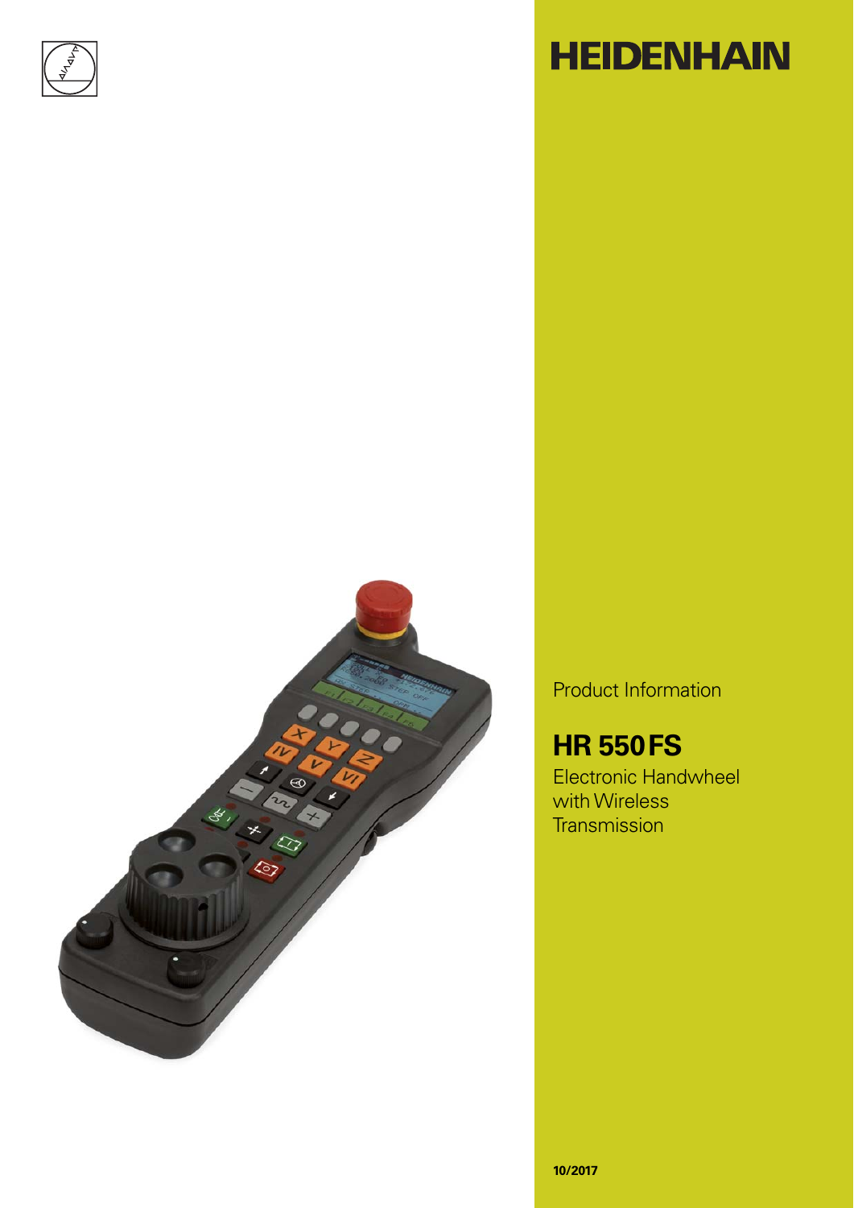# HEIDENHAIN

Product Information

## HR 550 FS

Electronic Handwheel with Wireless Transmission

**10/2017**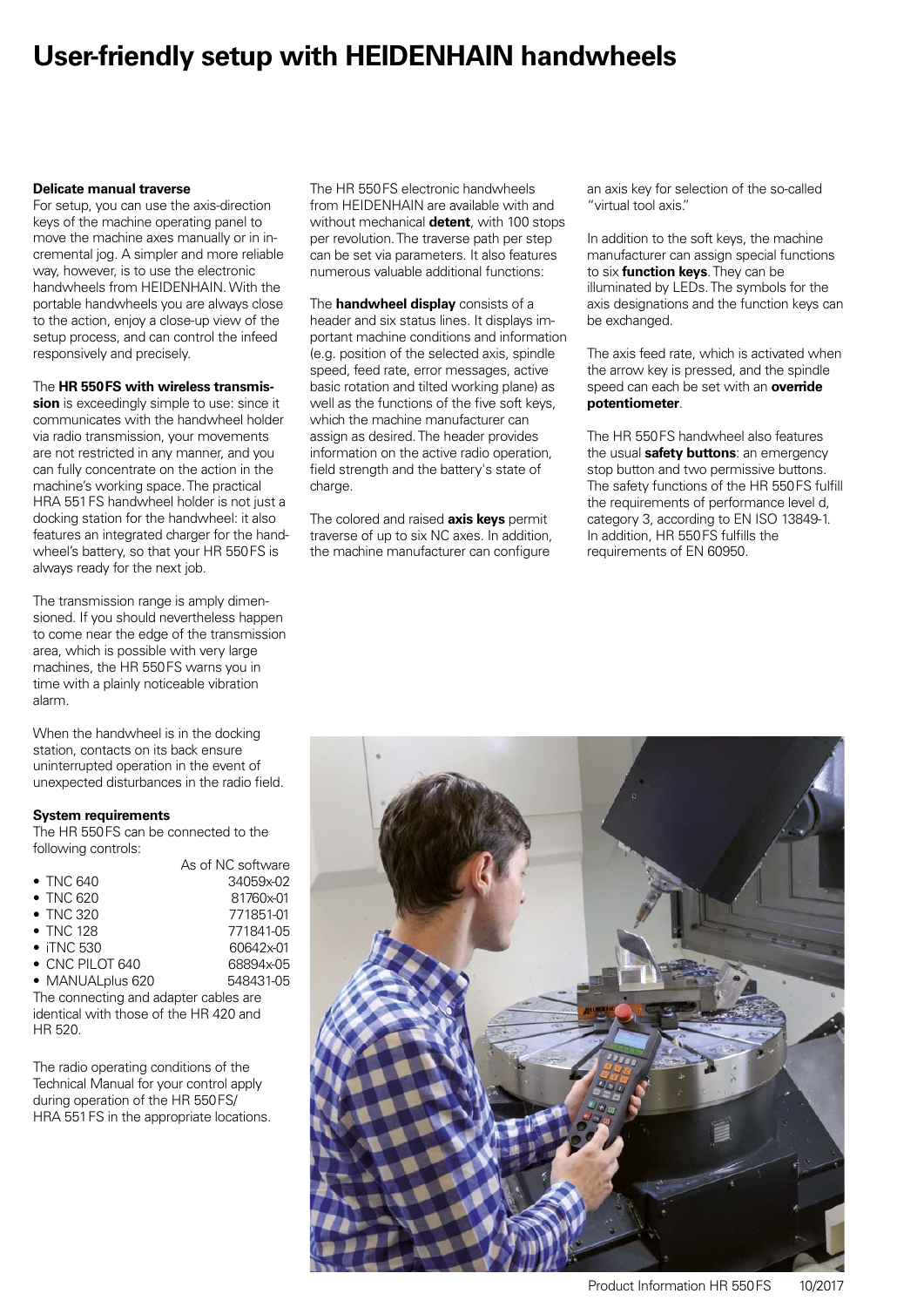# User-friendly setup with HEIDENHAIN handwheels

**Delicate manual traverse**

For setup, you can use the axis-direction keys of the machine operating panel to move the machine axes manually or in incremental jog. A simpler and more reliable way, however, is to use the electronic handwheels from HEIDENHAIN. With the portable handwheels you are always close to the action, enjoy a close-up view of the setup process, and can control the infeed responsively and precisely.

The **HR 550 FS with wireless transmission** is exceedingly simple to use: since it communicates with the handwheel holder via radio transmission, your movements are not restricted in any manner, and you can fully concentrate on the action in the machine's working space. The practical HRA 551 FS handwheel holder is not just a docking station for the handwheel: it also features an integrated charger for the handwheel's battery, so that your HR 550 FS is always ready for the next job.

The transmission range is amply dimensioned. If you should nevertheless happen to come near the edge of the transmission area, which is possible with very large machines, the HR 550 FS warns you in time with a plainly noticeable vibration alarm.

When the handwheel is in the docking station, contacts on its back ensure uninterrupted operation in the event of unexpected disturbances in the radio field.

**System requirements**

The HR 550 FS can be connected to the following controls:

| | As of NC software |
|---|---|
| • TNC 640 | 34059x-02 |
| • TNC 620 | 81760x-01 |
| • TNC 320 | 771851-01 |
| • TNC 128 | 771841-05 |
| • iTNC 530 | 60642x-01 |
| • CNC PILOT 640 | 68894x-05 |
| • MANUALplus 620 | 548431-05 |

The connecting and adapter cables are identical with those of the HR 420 and HR 520.

The radio operating conditions of the Technical Manual for your control apply during operation of the HR 550 FS/ HRA 551 FS in the appropriate locations.

The HR 550 FS electronic handwheels from HEIDENHAIN are available with and without mechanical **detent**, with 100 stops per revolution. The traverse path per step can be set via parameters. It also features numerous valuable additional functions:

The **handwheel display** consists of a header and six status lines. It displays important machine conditions and information (e.g. position of the selected axis, spindle speed, feed rate, error messages, active basic rotation and tilted working plane) as well as the functions of the five soft keys, which the machine manufacturer can assign as desired. The header provides information on the active radio operation, field strength and the battery's state of charge.

The colored and raised **axis keys** permit traverse of up to six NC axes. In addition, the machine manufacturer can configure an axis key for selection of the so-called "virtual tool axis."

In addition to the soft keys, the machine manufacturer can assign special functions to six **function keys**. They can be illuminated by LEDs. The symbols for the axis designations and the function keys can be exchanged.

The axis feed rate, which is activated when the arrow key is pressed, and the spindle speed can each be set with an **override potentiometer**.

The HR 550 FS handwheel also features the usual **safety buttons**: an emergency stop button and two permissive buttons. The safety functions of the HR 550 FS fulfill the requirements of performance level d, category 3, according to EN ISO 13849-1. In addition, HR 550 FS fulfills the requirements of EN 60950.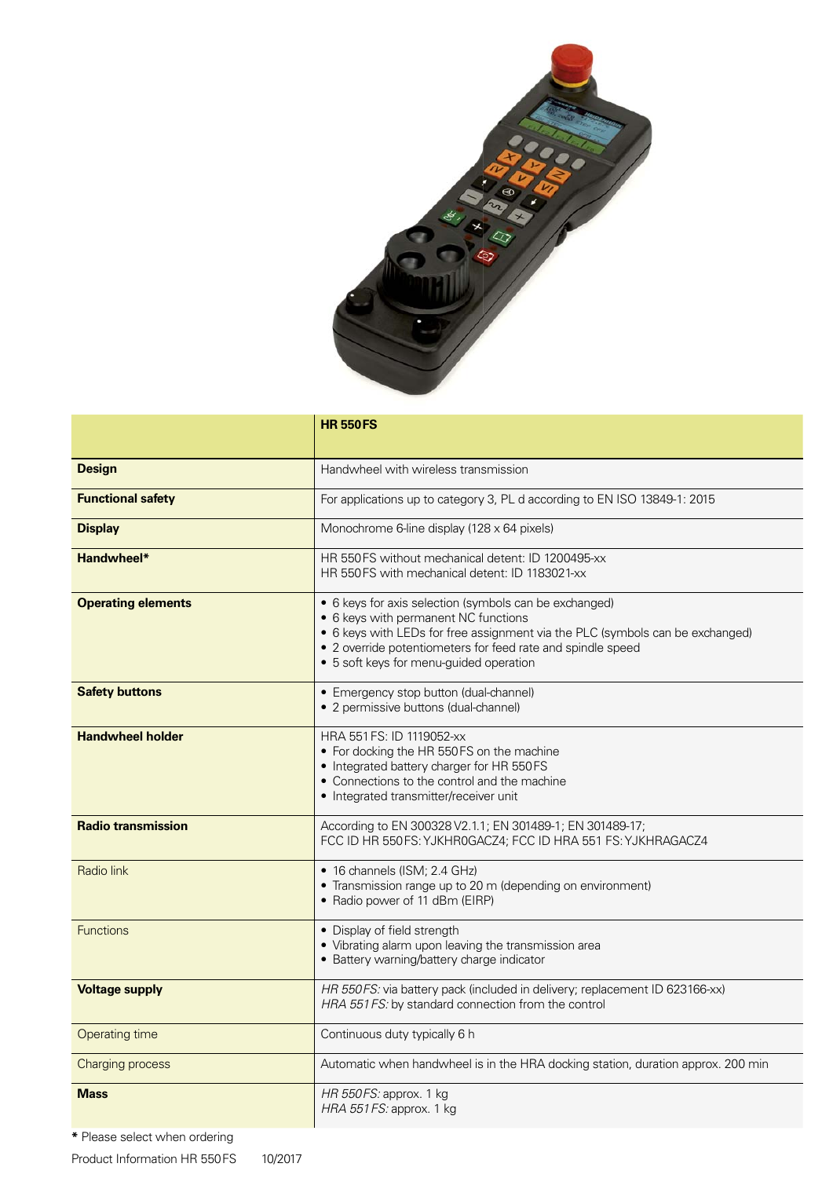| | **HR 550 FS** |
|---|---|
| **Design** | Handwheel with wireless transmission |
| **Functional safety** | For applications up to category 3, PL d according to EN ISO 13849-1: 2015 |
| **Display** | Monochrome 6-line display (128 x 64 pixels) |
| **Handwheel*** | HR 550 FS without mechanical detent: ID 1200495-xx<br>HR 550 FS with mechanical detent: ID 1183021-xx |
| **Operating elements** | • 6 keys for axis selection (symbols can be exchanged)<br>• 6 keys with permanent NC functions<br>• 6 keys with LEDs for free assignment via the PLC (symbols can be exchanged)<br>• 2 override potentiometers for feed rate and spindle speed<br>• 5 soft keys for menu-guided operation |
| **Safety buttons** | • Emergency stop button (dual-channel)<br>• 2 permissive buttons (dual-channel) |
| **Handwheel holder** | HRA 551 FS: ID 1119052-xx<br>• For docking the HR 550 FS on the machine<br>• Integrated battery charger for HR 550 FS<br>• Connections to the control and the machine<br>• Integrated transmitter/receiver unit |
| **Radio transmission** | According to EN 300328 V2.1.1; EN 301489-1; EN 301489-17;<br>FCC ID HR 550 FS: YJKHR0GACZ4; FCC ID HRA 551 FS: YJKHRAGACZ4 |
| Radio link | • 16 channels (ISM; 2.4 GHz)<br>• Transmission range up to 20 m (depending on environment)<br>• Radio power of 11 dBm (EIRP) |
| Functions | • Display of field strength<br>• Vibrating alarm upon leaving the transmission area<br>• Battery warning/battery charge indicator |
| **Voltage supply** | *HR 550 FS:* via battery pack (included in delivery; replacement ID 623166-xx)<br>*HRA 551 FS:* by standard connection from the control |
| Operating time | Continuous duty typically 6 h |
| Charging process | Automatic when handwheel is in the HRA docking station, duration approx. 200 min |
| **Mass** | *HR 550 FS:* approx. 1 kg<br>*HRA 551 FS:* approx. 1 kg |

**\*** Please select when ordering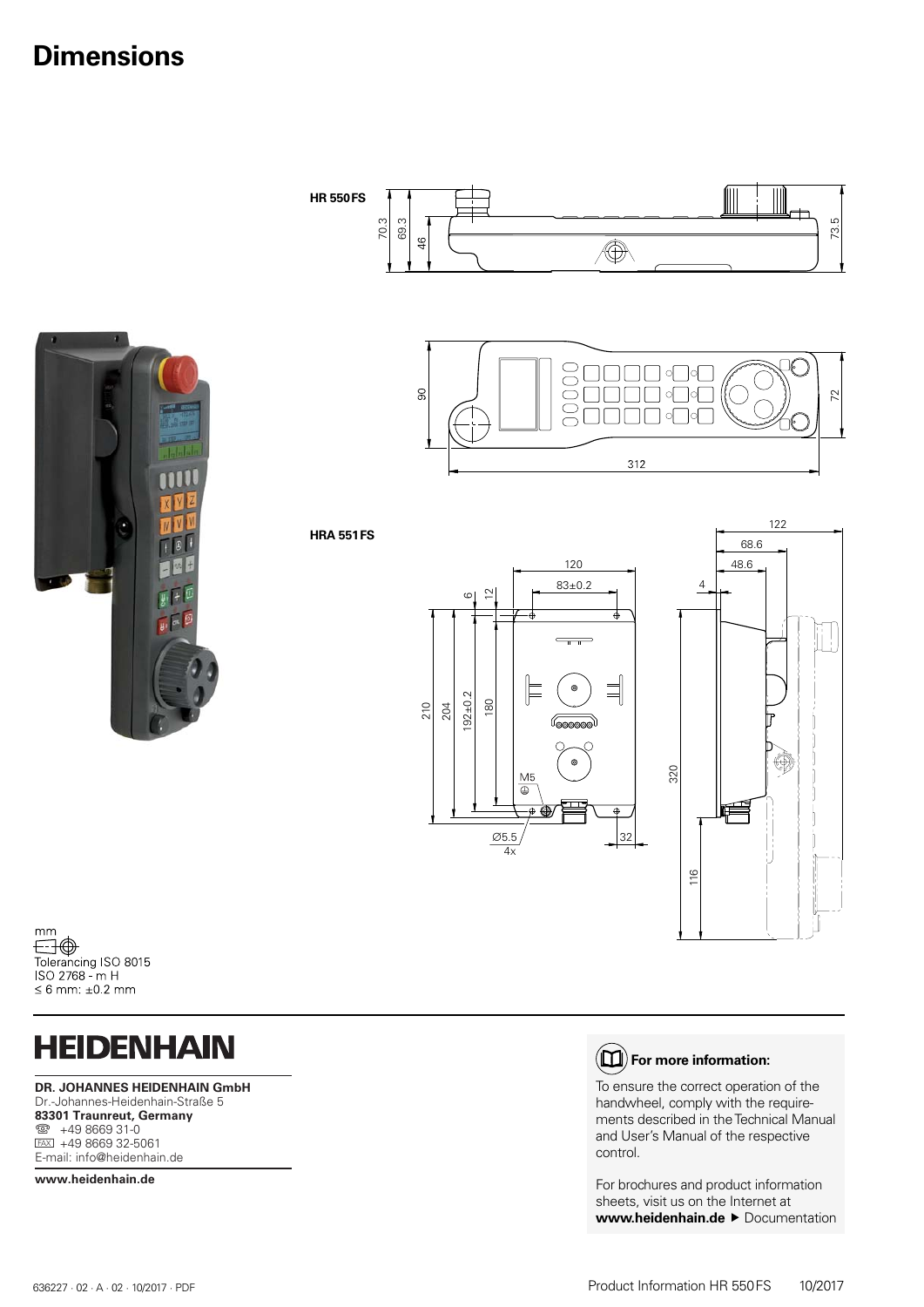# Dimensions

HR 550 FS

70.3
69.3
46
73.5

90
72
312

HRA 551 FS

120
83±0.2
6
12
210
204
192±0.2
180
M5
Ø5.5
4x
32

122
68.6
48.6
4
320
116

mm

Tolerancing ISO 8015
ISO 2768 - m H
≤ 6 mm: ±0.2 mm

**HEIDENHAIN**

**DR. JOHANNES HEIDENHAIN GmbH**
Dr.-Johannes-Heidenhain-Straße 5
**83301 Traunreut, Germany**
+49 8669 31-0
FAX +49 8669 32-5061
E-mail: info@heidenhain.de

**www.heidenhain.de**

**For more information:**

To ensure the correct operation of the handwheel, comply with the requirements described in the Technical Manual and User's Manual of the respective control.

For brochures and product information sheets, visit us on the Internet at **www.heidenhain.de** ▶ Documentation

636227 · 02 · A · 02 · 10/2017 · PDF

Product Information HR 550 FS 10/2017